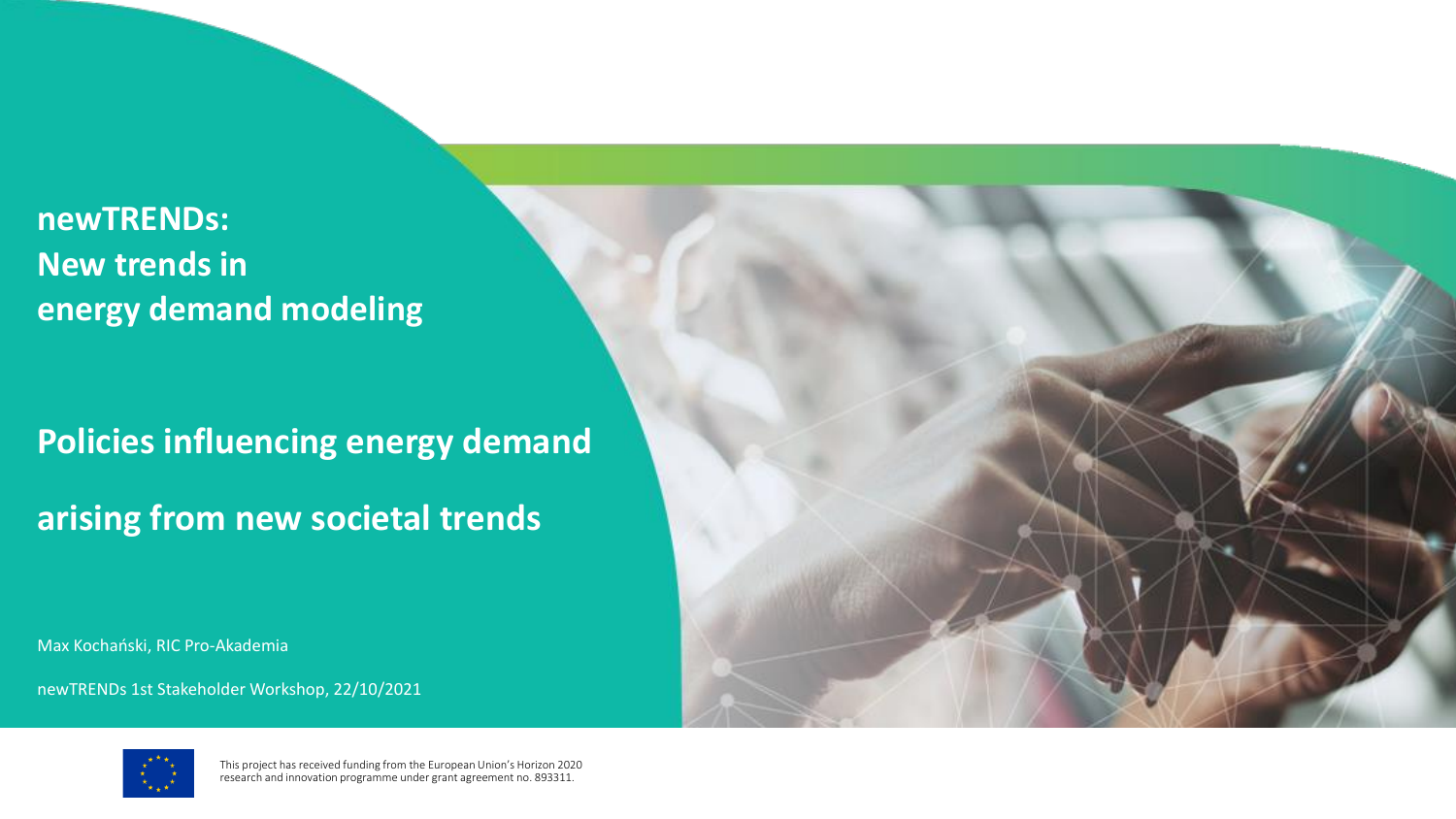# newTRENDs: New trends in energy demand modeling

## Policies influencing energy demand arising from new societal trends

Max Kochański, RIC Pro-Akademia

newTRENDs 1st Stakeholder Workshop, 22/10/2021

This project has received funding from the European Union's Horizon 2020 research and innovation programme under grant agreement no. 893311.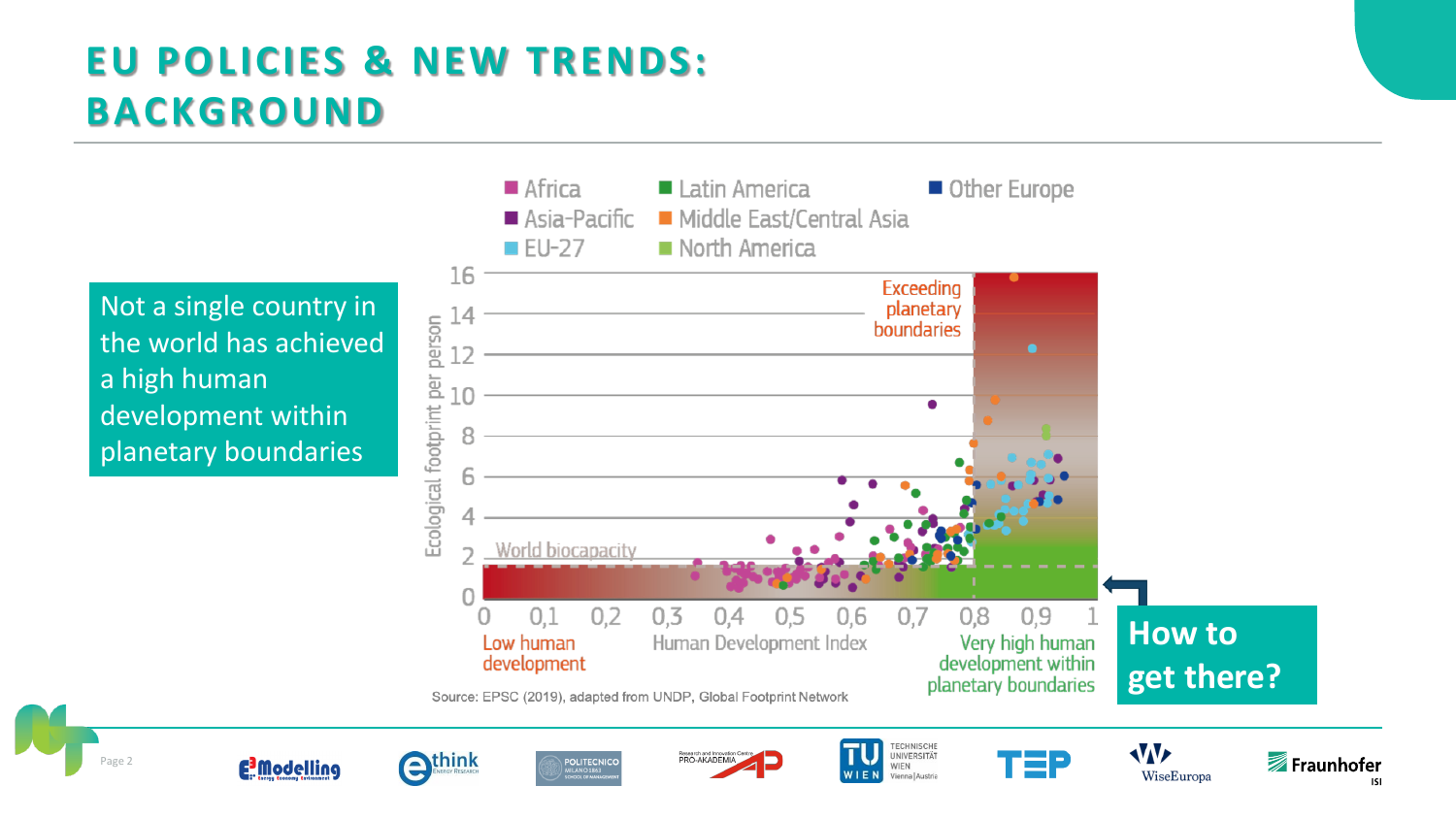# EU POLICIES & NEW TRENDS: BACKGROUND

Not a single country in the world has achieved a high human development within planetary boundaries

Africa | Latin America | Other Europe | Asia-Pacific | Middle East/Central Asia | EU-27 | North America

Ecological footprint per person

Exceeding planetary boundaries

World biocapacity

Low human development | Human Development Index | Very high human development within planetary boundaries

Source: EPSC (2019), adapted from UNDP, Global Footprint Network

How to get there?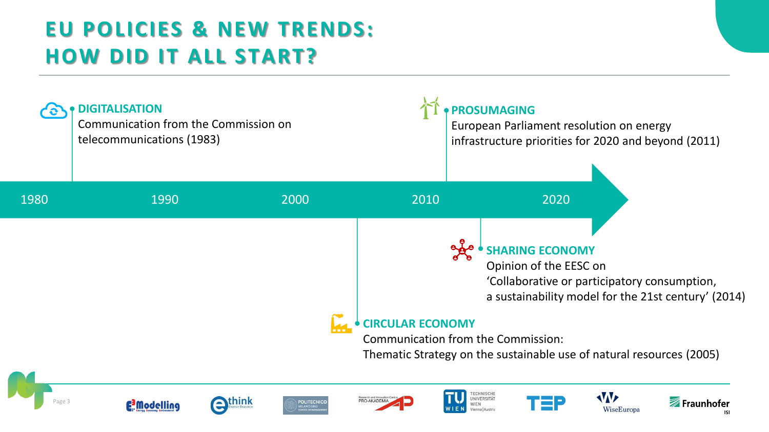# EU POLICIES & NEW TRENDS: HOW DID IT ALL START?

1980 — 1990 — 2000 — 2010 — 2020

**DIGITALISATION**
Communication from the Commission on telecommunications (1983)

**CIRCULAR ECONOMY**
Communication from the Commission: Thematic Strategy on the sustainable use of natural resources (2005)

**PROSUMAGING**
European Parliament resolution on energy infrastructure priorities for 2020 and beyond (2011)

**SHARING ECONOMY**
Opinion of the EESC on 'Collaborative or participatory consumption, a sustainability model for the 21st century' (2014)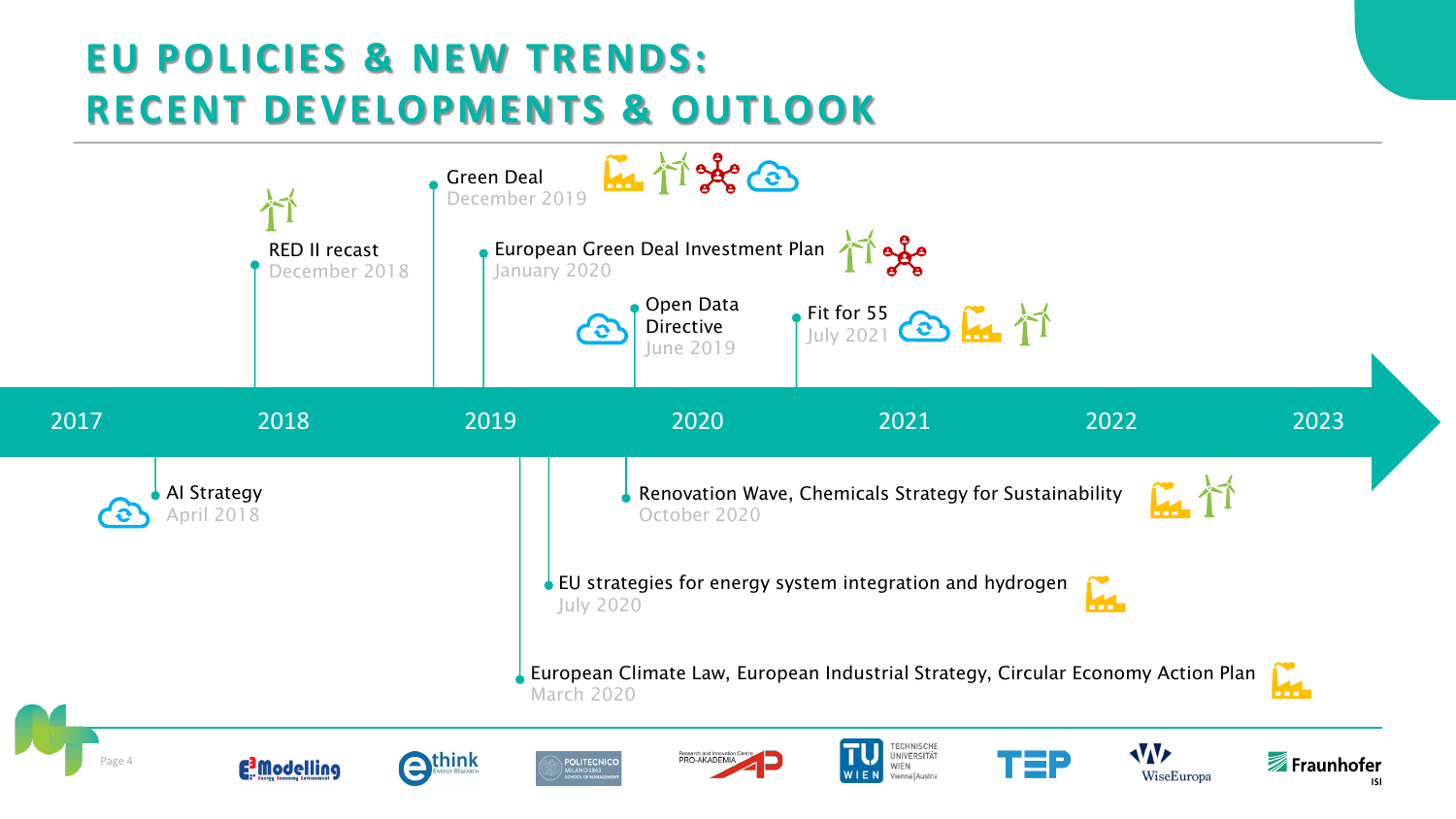# EU POLICIES & NEW TRENDS: RECENT DEVELOPMENTS & OUTLOOK

2017 | 2018 | 2019 | 2020 | 2021 | 2022 | 2023

- **AI Strategy** — April 2018
- **RED II recast** — December 2018
- **Green Deal** — December 2019
- **European Green Deal Investment Plan** — January 2020
- **European Climate Law, European Industrial Strategy, Circular Economy Action Plan** — March 2020
- **Open Data Directive** — June 2019
- **EU strategies for energy system integration and hydrogen** — July 2020
- **Renovation Wave, Chemicals Strategy for Sustainability** — October 2020
- **Fit for 55** — July 2021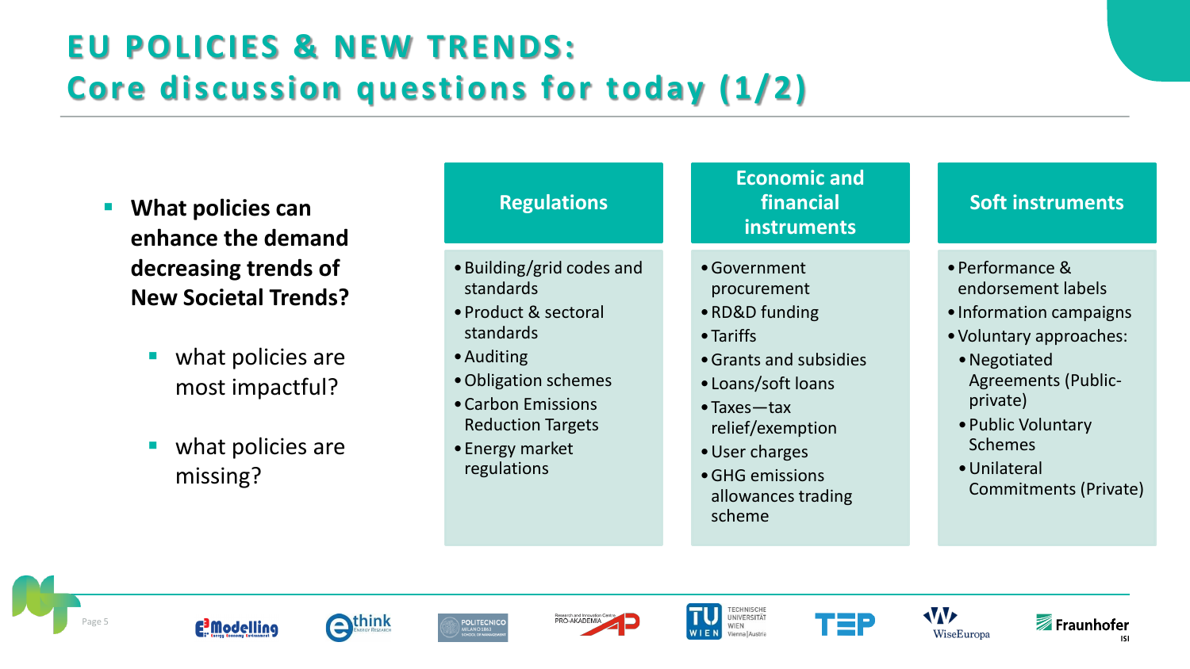# EU POLICIES & NEW TRENDS: Core discussion questions for today (1/2)

- **What policies can enhance the demand decreasing trends of New Societal Trends?**
  - what policies are most impactful?
  - what policies are missing?

## Regulations

- Building/grid codes and standards
- Product & sectoral standards
- Auditing
- Obligation schemes
- Carbon Emissions Reduction Targets
- Energy market regulations

## Economic and financial instruments

- Government procurement
- RD&D funding
- Tariffs
- Grants and subsidies
- Loans/soft loans
- Taxes—tax relief/exemption
- User charges
- GHG emissions allowances trading scheme

## Soft instruments

- Performance & endorsement labels
- Information campaigns
- Voluntary approaches:
  - Negotiated Agreements (Public-private)
  - Public Voluntary Schemes
  - Unilateral Commitments (Private)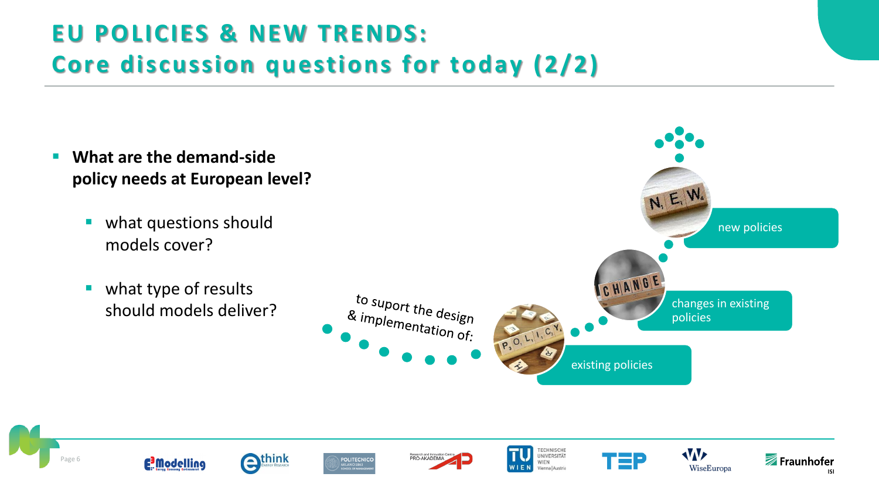# EU POLICIES & NEW TRENDS: Core discussion questions for today (2/2)

- **What are the demand-side policy needs at European level?**
  - what questions should models cover?
  - what type of results should models deliver?

to suport the design & implementation of:

- existing policies
- changes in existing policies
- new policies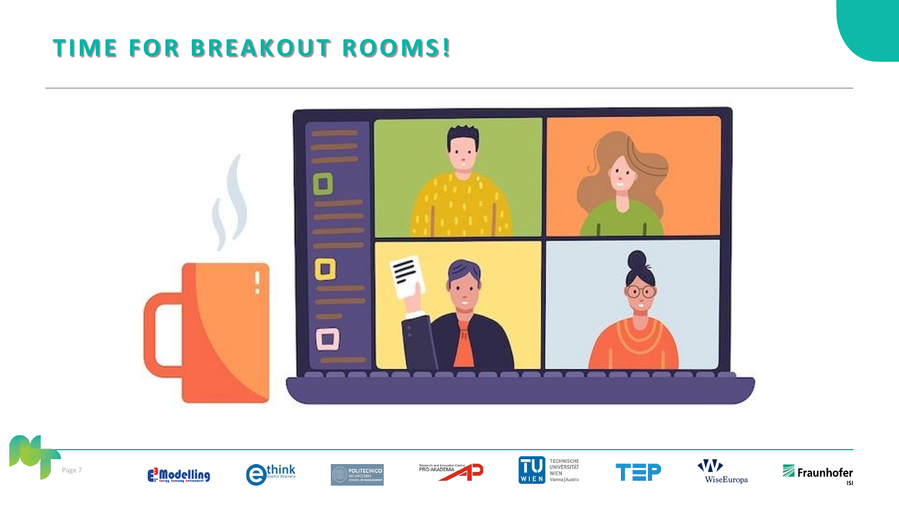# TIME FOR BREAKOUT ROOMS!